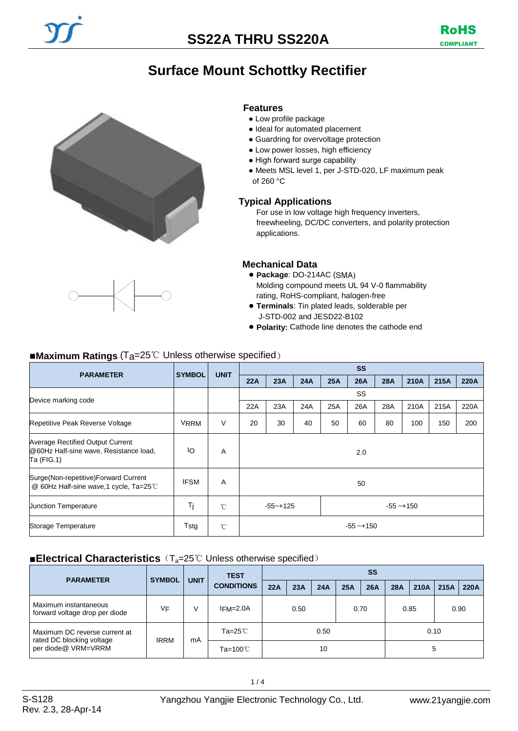# SS22A THRU SS220A

RoHS COMPLIANT

## Surface Mount Schottky Rectifier

### Features

- Low profile package
- Ideal for automated placement
- Guardring for overvoltage protection
- Low power losses, high efficiency
- High forward surge capability
- Meets MSL level 1, per J-STD-020, LF maximum peak of 260 °C

### Typical Applications

For use in low voltage high frequency inverters, freewheeling, DC/DC converters, and polarity protection applications.

### Mechanical Data

- **Package**: DO-214AC (SMA)
  Molding compound meets UL 94 V-0 flammability rating, RoHS-compliant, halogen-free
- **Terminals**: Tin plated leads, solderable per J-STD-002 and JESD22-B102
- **Polarity:** Cathode line denotes the cathode end

### ■Maximum Ratings ($T_a$=25℃ Unless otherwise specified)

| PARAMETER | SYMBOL | UNIT | SS | | | | | | | | |
|---|---|---|---|---|---|---|---|---|---|---|---|
| | | | 22A | 23A | 24A | 25A | 26A | 28A | 210A | 215A | 220A |
| Device marking code | | | SS | | | | | | | | |
| | | | 22A | 23A | 24A | 25A | 26A | 28A | 210A | 215A | 220A |
| Repetitive Peak Reverse Voltage | $V_{RRM}$ | V | 20 | 30 | 40 | 50 | 60 | 80 | 100 | 150 | 200 |
| Average Rectified Output Current @60Hz Half-sine wave, Resistance load, Ta (FIG.1) | $I_O$ | A | 2.0 | | | | | | | | |
| Surge(Non-repetitive)Forward Current @ 60Hz Half-sine wave,1 cycle, Ta=25℃ | IFSM | A | 50 | | | | | | | | |
| Junction Temperature | $T_j$ | ℃ | -55~+125 | | | -55 ~+150 | | | | | |
| Storage Temperature | Tstg | ℃ | -55 ~+150 | | | | | | | | |

### ■Electrical Characteristics ($T_a$=25℃ Unless otherwise specified)

| PARAMETER | SYMBOL | UNIT | TEST CONDITIONS | SS | | | | | | | | |
|---|---|---|---|---|---|---|---|---|---|---|---|---|
| | | | | 22A | 23A | 24A | 25A | 26A | 28A | 210A | 215A | 220A |
| Maximum instantaneous forward voltage drop per diode | $V_F$ | V | $I_{FM}$=2.0A | 0.50 | | | 0.70 | | 0.85 | | 0.90 | |
| Maximum DC reverse current at rated DC blocking voltage per diode@ VRM=VRRM | IRRM | mA | Ta=25℃ | 0.50 | | | | | 0.10 | | | |
| | | | Ta=100℃ | 10 | | | | | 5 | | | |

S-S128
Rev. 2.3, 28-Apr-14

Yangzhou Yangjie Electronic Technology Co., Ltd.

www.21yangjie.com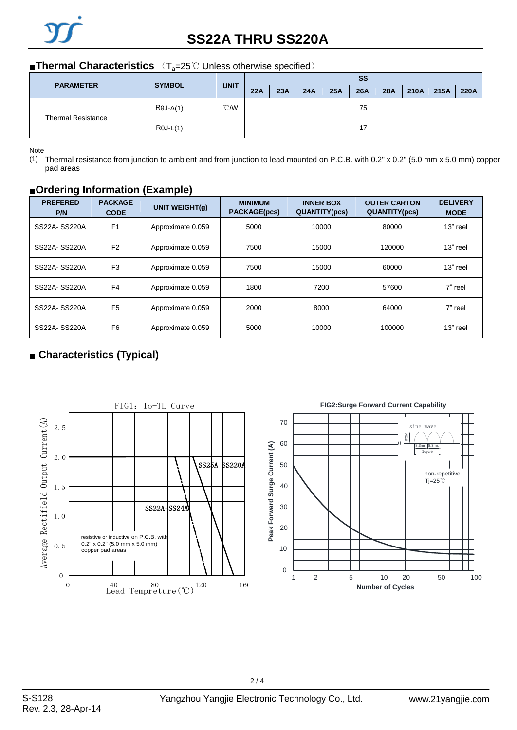## ■Thermal Characteristics (T$_a$=25℃ Unless otherwise specified)

| PARAMETER | SYMBOL | UNIT | SS | | | | | | | | |
|---|---|---|---|---|---|---|---|---|---|---|---|
| | | | 22A | 23A | 24A | 25A | 26A | 28A | 210A | 215A | 220A |
| Thermal Resistance | RθJ-A(1) | ℃/W | 75 | | | | | | | | |
| | RθJ-L(1) | | 17 | | | | | | | | |

Note

(1) Thermal resistance from junction to ambient and from junction to lead mounted on P.C.B. with 0.2" x 0.2" (5.0 mm x 5.0 mm) copper pad areas

## ■Ordering Information (Example)

| PREFERED P/N | PACKAGE CODE | UNIT WEIGHT(g) | MINIMUM PACKAGE(pcs) | INNER BOX QUANTITY(pcs) | OUTER CARTON QUANTITY(pcs) | DELIVERY MODE |
|---|---|---|---|---|---|---|
| SS22A- SS220A | F1 | Approximate 0.059 | 5000 | 10000 | 80000 | 13" reel |
| SS22A- SS220A | F2 | Approximate 0.059 | 7500 | 15000 | 120000 | 13" reel |
| SS22A- SS220A | F3 | Approximate 0.059 | 7500 | 15000 | 60000 | 13" reel |
| SS22A- SS220A | F4 | Approximate 0.059 | 1800 | 7200 | 57600 | 7" reel |
| SS22A- SS220A | F5 | Approximate 0.059 | 2000 | 8000 | 64000 | 7" reel |
| SS22A- SS220A | F6 | Approximate 0.059 | 5000 | 10000 | 100000 | 13" reel |

## ■ Characteristics (Typical)

FIG1: Io-TL Curve

FIG2:Surge Forward Current Capability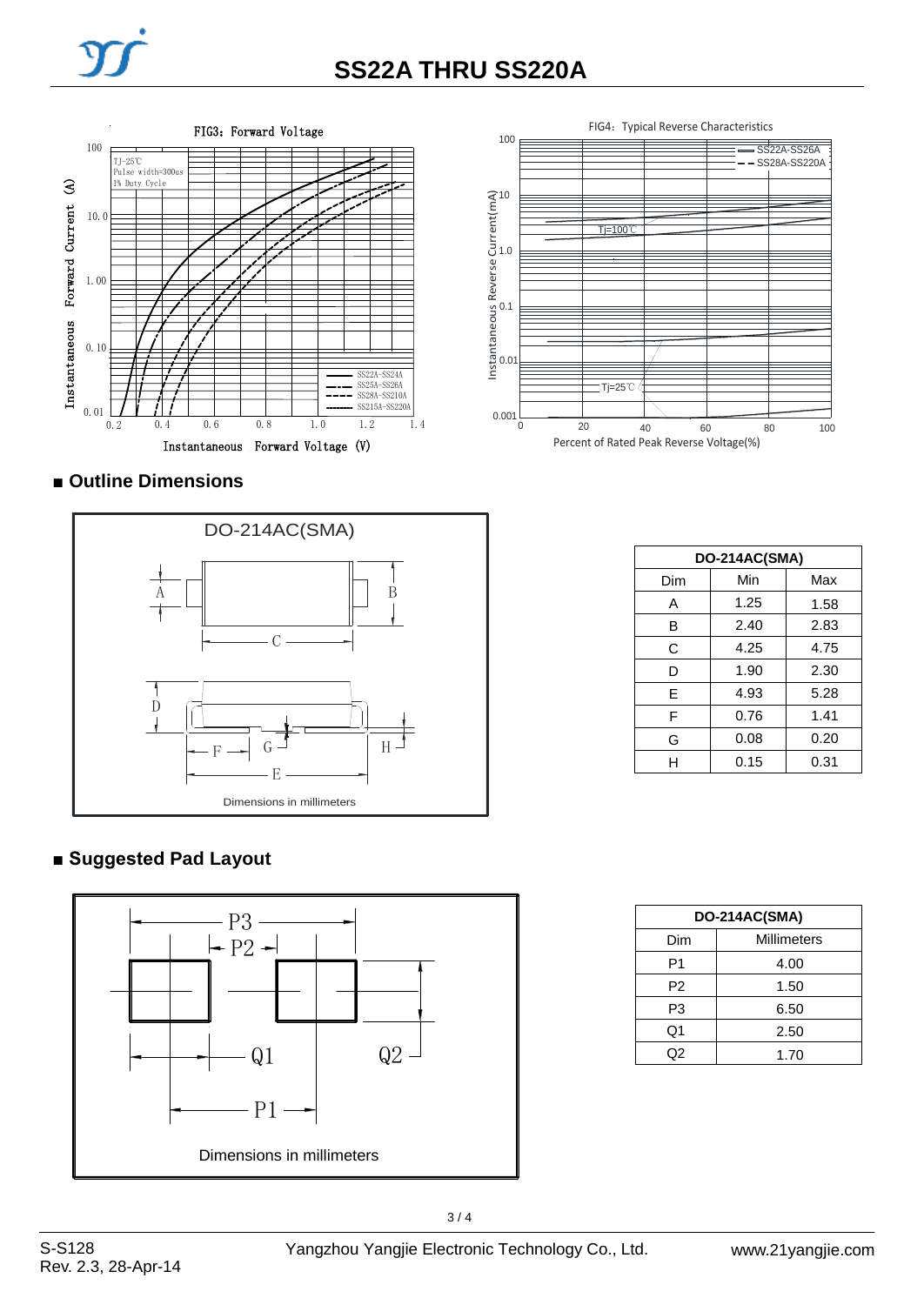# SS22A THRU SS220A

FIG3: Forward Voltage

FIG4: Typical Reverse Characteristics

## ■ Outline Dimensions

DO-214AC(SMA)

Dimensions in millimeters

| DO-214AC(SMA) | | |
|---|---|---|
| Dim | Min | Max |
| A | 1.25 | 1.58 |
| B | 2.40 | 2.83 |
| C | 4.25 | 4.75 |
| D | 1.90 | 2.30 |
| E | 4.93 | 5.28 |
| F | 0.76 | 1.41 |
| G | 0.08 | 0.20 |
| H | 0.15 | 0.31 |

## ■ Suggested Pad Layout

Dimensions in millimeters

| DO-214AC(SMA) | |
|---|---|
| Dim | Millimeters |
| P1 | 4.00 |
| P2 | 1.50 |
| P3 | 6.50 |
| Q1 | 2.50 |
| Q2 | 1.70 |

S-S128
Rev. 2.3, 28-Apr-14

Yangzhou Yangjie Electronic Technology Co., Ltd.

www.21yangjie.com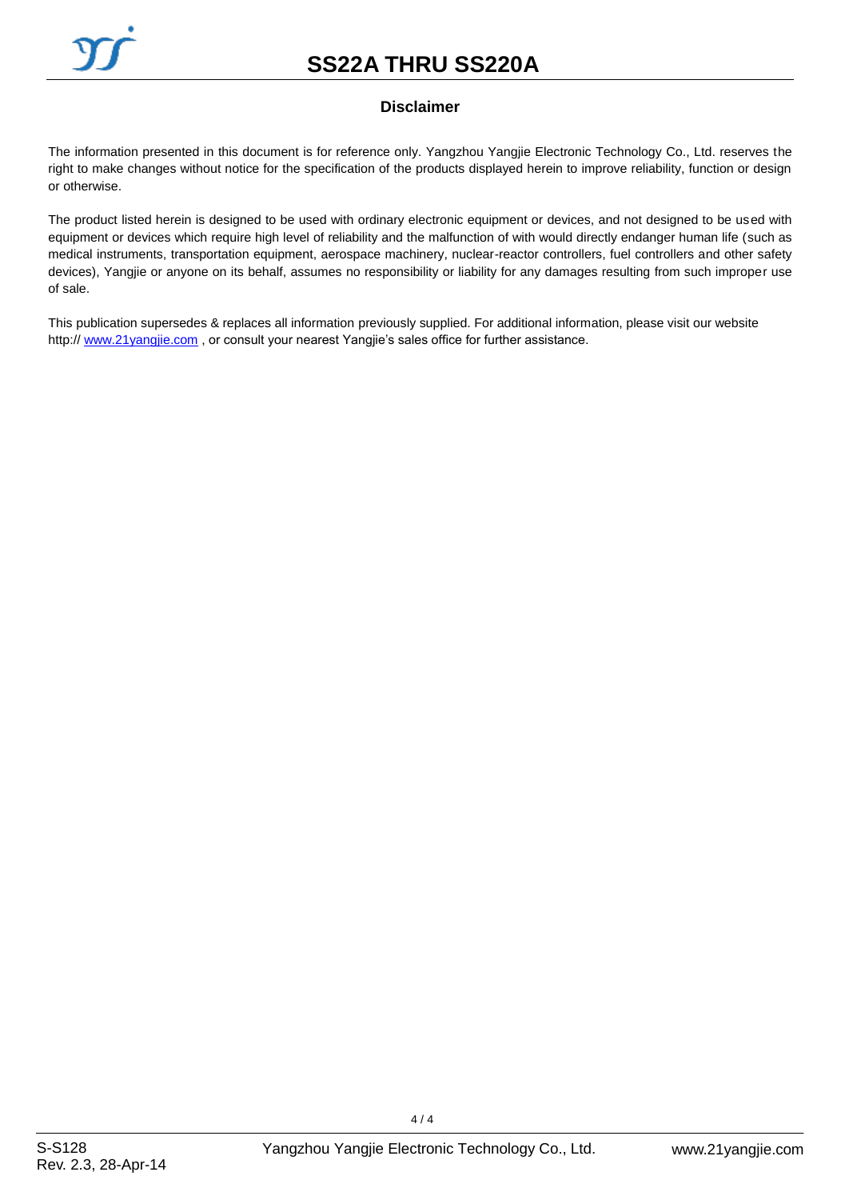## Disclaimer

The information presented in this document is for reference only. Yangzhou Yangjie Electronic Technology Co., Ltd. reserves the right to make changes without notice for the specification of the products displayed herein to improve reliability, function or design or otherwise.

The product listed herein is designed to be used with ordinary electronic equipment or devices, and not designed to be used with equipment or devices which require high level of reliability and the malfunction of with would directly endanger human life (such as medical instruments, transportation equipment, aerospace machinery, nuclear-reactor controllers, fuel controllers and other safety devices), Yangjie or anyone on its behalf, assumes no responsibility or liability for any damages resulting from such improper use of sale.

This publication supersedes & replaces all information previously supplied. For additional information, please visit our website http:// www.21yangjie.com , or consult your nearest Yangjie's sales office for further assistance.